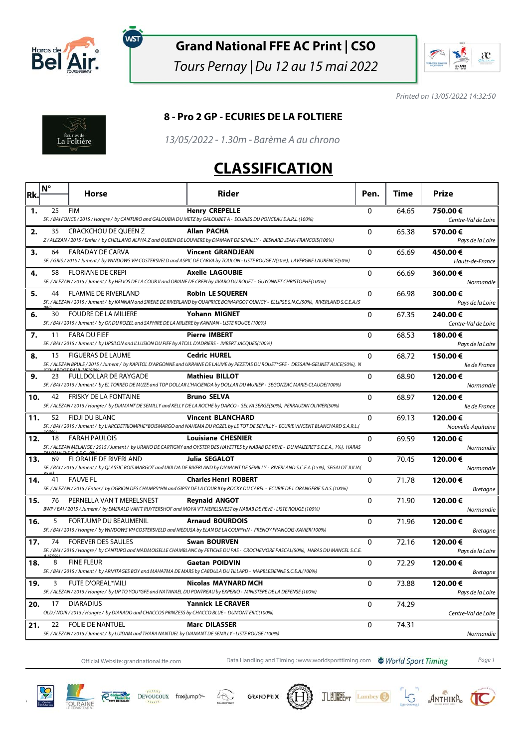# Grand National FFE AC Print | CSO

*Tours Pernay | Du 12 au 15 mai 2022*

*Printed on 13/05/2022 14:32:50*

## 8 - Pro 2 GP - ECURIES DE LA FOLTIERE

*13/05/2022 - 1.30m - Barème A au chrono*

# CLASSIFICATION

| Rk. | N° | Horse | Rider | Pen. | Time | Prize |
|---|---|---|---|---|---|---|
| 1. | 25 | FIM<br>*SF. / BAI FONCE / 2015 / Hongre / by CANTURO and GALOUBIA DU METZ by GALOUBET A - ECURIES DU PONCEAU E.A.R.L.(100%)* | **Henry CREPELLE** | 0 | 64.65 | **750.00 €**<br>*Centre-Val de Loire* |
| 2. | 35 | CRACKCHOU DE QUEEN Z<br>*Z / ALEZAN / 2015 / Entier / by CHELLANO ALPHA Z and QUEEN DE LOUVIERE by DIAMANT DE SEMILLY - BESNARD JEAN-FRANCOIS(100%)* | **Allan PACHA** | 0 | 65.38 | **570.00 €**<br>*Pays de la Loire* |
| 3. | 64 | FARADAY DE CARVA<br>*SF. / GRIS / 2015 / Jument / by WINDOWS VH COSTERSVELD and ASPIC DE CARVA by TOULON - LISTE ROUGE N(50%), LAVERGNE LAURENCE(50%)* | **Vincent GRANDJEAN** | 0 | 65.69 | **450.00 €**<br>*Hauts-de-France* |
| 4. | 58 | FLORIANE DE CREPI<br>*SF. / ALEZAN / 2015 / Jument / by HELIOS DE LA COUR II and ORIANE DE CREPI by JIVARO DU ROUET - GUYONNET CHRISTOPHE(100%)* | **Axelle LAGOUBIE** | 0 | 66.69 | **360.00 €**<br>*Normandie* |
| 5. | 44 | FLAMME DE RIVERLAND<br>*SF. / ALEZAN / 2015 / Jument / by KANNAN and SIRENE DE RIVERLAND by QUAPRICE BOIMARGOT QUINCY - ELLIPSE S.N.C.(50%), RIVERLAND S.C.E.A.(50%)* | **Robin LE SQUEREN** | 0 | 66.98 | **300.00 €**<br>*Pays de la Loire* |
| 6. | 30 | FOUDRE DE LA MILIERE<br>*SF. / BAI / 2015 / Jument / by OK DU ROZEL and SAPHIRE DE LA MILIERE by KANNAN - LISTE ROUGE (100%)* | **Yohann MIGNET** | 0 | 67.35 | **240.00 €**<br>*Centre-Val de Loire* |
| 7. | 11 | FARA DU FIEF<br>*SF. / BAI / 2015 / Jument / by UPSILON and ILLUSION DU FIEF by ATOLL D'ADRIERS - IMBERT JACQUES(100%)* | **Pierre IMBERT** | 0 | 68.53 | **180.00 €**<br>*Pays de la Loire* |
| 8. | 15 | FIGUERAS DE LAUME<br>*SF. / ALEZAN BRULE / 2015 / Jument / by KAPITOL D'ARGONNE and UKRAINE DE LAUME by PEZETAS DU ROUET\*GFE - DESSAIN-GELINET ALICE(50%), NICOLARDOT PAULINE(50%)* | **Cedric HUREL** | 0 | 68.72 | **150.00 €**<br>*Ile de France* |
| 9. | 23 | FULLDOLLAR DE RAYGADE<br>*SF. / BAI / 2015 / Jument / by EL TORREO DE MUZE and TOP DOLLAR L'HACIENDA by DOLLAR DU MURIER - SEGONZAC MARIE-CLAUDE(100%)* | **Mathieu BILLOT** | 0 | 68.90 | **120.00 €**<br>*Normandie* |
| 10. | 42 | FRISKY DE LA FONTAINE<br>*SF. / ALEZAN / 2015 / Hongre / by DIAMANT DE SEMILLY and KELLY DE LA ROCHE by DARCO - SELVA SERGE(50%), PERRAUDIN OLIVIER(50%)* | **Bruno SELVA** | 0 | 68.97 | **120.00 €**<br>*Ile de France* |
| 11. | 52 | FIDJI DU BLANC<br>*SF. / BAI / 2015 / Jument / by L'ARCDETRIOMPHE\*BOISMARGO and NAHEMA DU ROZEL by LE TOT DE SEMILLY - ECURIE VINCENT BLANCHARD S.A.R.L.(100%)* | **Vincent BLANCHARD** | 0 | 69.13 | **120.00 €**<br>*Nouvelle-Aquitaine* |
| 12. | 18 | FARAH PAULOIS<br>*SF. / ALEZAN MELANGE / 2015 / Jument / by URANO DE CARTIGNY and OYSTER DES HAYETTES by NABAB DE REVE - DU MAIZERET S.C.E.A., 1%), HARAS DU PAULOIS G.A.E.C. 99%)* | **Louisiane CHESNIER** | 0 | 69.59 | **120.00 €**<br>*Normandie* |
| 13. | 69 | FLORALIE DE RIVERLAND<br>*SF. / BAI / 2015 / Jument / by QLASSIC BOIS MARGOT and UKILDA DE RIVERLAND by DIAMANT DE SEMILLY - RIVERLAND S.C.E.A.(15%), SEGALOT JULIA(85%)* | **Julia SEGALOT** | 0 | 70.45 | **120.00 €**<br>*Normandie* |
| 14. | 41 | FAUVE FL<br>*SF. / ALEZAN / 2015 / Entier / by OGRION DES CHAMPS\*HN and GIPSY DE LA COUR II by ROCKY DU CAREL - ECURIE DE L ORANGERIE S.A.S.(100%)* | **Charles Henri ROBERT** | 0 | 71.78 | **120.00 €**<br>*Bretagne* |
| 15. | 76 | PERNELLA VAN'T MERELSNEST<br>*BWP / BAI / 2015 / Jument / by EMERALD VAN'T RUYTERSHOF and MOYA V'T MERELSNEST by NABAB DE REVE - LISTE ROUGE (100%)* | **Reynald ANGOT** | 0 | 71.90 | **120.00 €**<br>*Normandie* |
| 16. | 5 | FORTJUMP DU BEAUMENIL<br>*SF. / BAI / 2015 / Hongre / by WINDOWS VH COSTERSVELD and MEDUSA by ELAN DE LA COUR\*HN - FRENOY FRANCOIS-XAVIER(100%)* | **Arnaud BOURDOIS** | 0 | 71.96 | **120.00 €**<br>*Bretagne* |
| 17. | 74 | FOREVER DES SAULES<br>*SF. / BAI / 2015 / Hongre / by CANTURO and MADMOISELLE CHAMBLANC by FETICHE DU PAS - CROCHEMORE PASCAL(50%), HARAS DU MANCEL S.C.E.A.(50%)* | **Swan BOURVEN** | 0 | 72.16 | **120.00 €**<br>*Pays de la Loire* |
| 18. | 8 | FINE FLEUR<br>*SF. / BAI / 2015 / Jument / by ARMITAGES BOY and MAHATMA DE MARS by CABDULA DU TILLARD - MARBLESIENNE S.C.E.A.(100%)* | **Gaetan POIDVIN** | 0 | 72.29 | **120.00 €**<br>*Bretagne* |
| 19. | 3 | FUTE D'OREAL\*MILI<br>*SF. / ALEZAN / 2015 / Hongre / by UP TO YOU\*GFE and NATANAEL DU PONTREAU by EXPERIO - MINISTERE DE LA DEFENSE (100%)* | **Nicolas MAYNARD MCH** | 0 | 73.88 | **120.00 €**<br>*Pays de la Loire* |
| 20. | 17 | DIARADIUS<br>*OLD / NOIR / 2015 / Hongre / by DIARADO and CHACCOS PRINZESS by CHACCO BLUE - DUMONT ERIC(100%)* | **Yannick LE CRAVER** | 0 | 74.29 | *Centre-Val de Loire* |
| 21. | 22 | FOLIE DE NANTUEL<br>*SF. / ALEZAN / 2015 / Jument / by LUIDAM and THARA NANTUEL by DIAMANT DE SEMILLY - LISTE ROUGE (100%)* | **Marc DILASSER** | 0 | 74.31 | *Normandie* |

Official Website: grandnational.ffe.com — Data Handling and Timing : www.worldsporttiming.com — World Sport Timing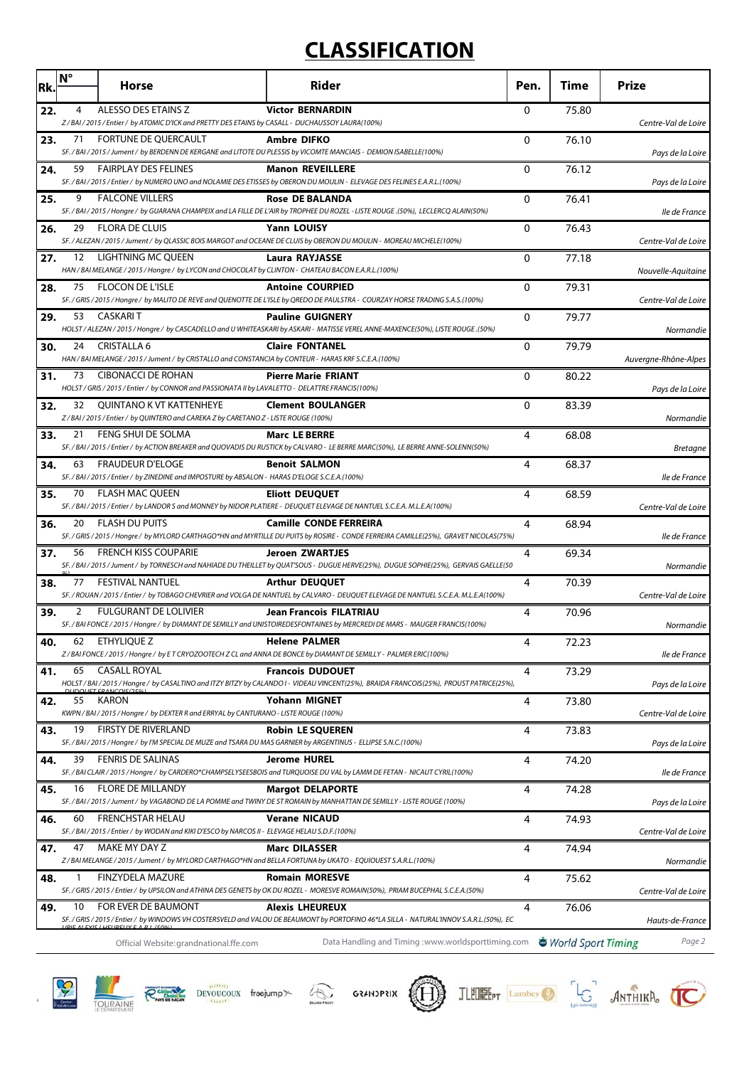# CLASSIFICATION

| Rk. | N° | Horse | Rider | Pen. | Time | Prize |
|---|---|---|---|---|---|---|
| 22. | 4 | ALESSO DES ETAINS Z<br>Z / BAI / 2015 / Entier / by ATOMIC D'ICK and PRETTY DES ETAINS by CASALL - DUCHAUSSOY LAURA(100%) | **Victor BERNARDIN** | 0 | 75.80 | Centre-Val de Loire |
| 23. | 71 | FORTUNE DE QUERCAULT<br>SF. / BAI / 2015 / Jument / by BERDENN DE KERGANE and LITOTE DU PLESSIS by VICOMTE MANCIAIS - DEMION ISABELLE(100%) | **Ambre DIFKO** | 0 | 76.10 | Pays de la Loire |
| 24. | 59 | FAIRPLAY DES FELINES<br>SF. / BAI / 2015 / Entier / by NUMERO UNO and NOLAMIE DES ETISSES by OBERON DU MOULIN - ELEVAGE DES FELINES E.A.R.L.(100%) | **Manon REVEILLERE** | 0 | 76.12 | Pays de la Loire |
| 25. | 9 | FALCONE VILLERS<br>SF. / BAI / 2015 / Hongre / by GUARANA CHAMPEIX and LA FILLE DE L'AIR by TROPHEE DU ROZEL - LISTE ROUGE .(50%), LECLERCQ ALAIN(50%) | **Rose DE BALANDA** | 0 | 76.41 | Ile de France |
| 26. | 29 | FLORA DE CLUIS<br>SF. / ALEZAN / 2015 / Jument / by QLASSIC BOIS MARGOT and OCEANE DE CLUIS by OBERON DU MOULIN - MOREAU MICHELE(100%) | **Yann LOUISY** | 0 | 76.43 | Centre-Val de Loire |
| 27. | 12 | LIGHTNING MC QUEEN<br>HAN / BAI MELANGE / 2015 / Hongre / by LYCON and CHOCOLAT by CLINTON - CHATEAU BACON E.A.R.L.(100%) | **Laura RAYJASSE** | 0 | 77.18 | Nouvelle-Aquitaine |
| 28. | 75 | FLOCON DE L'ISLE<br>SF. / GRIS / 2015 / Hongre / by MALITO DE REVE and QUENOTTE DE L'ISLE by QREDO DE PAULSTRA - COURZAY HORSE TRADING S.A.S.(100%) | **Antoine COURPIED** | 0 | 79.31 | Centre-Val de Loire |
| 29. | 53 | CASKARI T<br>HOLST / ALEZAN / 2015 / Hongre / by CASCADELLO and U WHITEASKARI by ASKARI - MATISSE VEREL ANNE-MAXENCE(50%), LISTE ROUGE .(50%) | **Pauline GUIGNERY** | 0 | 79.77 | Normandie |
| 30. | 24 | CRISTALLA 6<br>HAN / BAI MELANGE / 2015 / Jument / by CRISTALLO and CONSTANCIA by CONTEUR - HARAS KRF S.C.E.A.(100%) | **Claire FONTANEL** | 0 | 79.79 | Auvergne-Rhône-Alpes |
| 31. | 73 | CIBONACCI DE ROHAN<br>HOLST / GRIS / 2015 / Entier / by CONNOR and PASSIONATA II by LAVALETTO - DELATTRE FRANCIS(100%) | **Pierre Marie FRIANT** | 0 | 80.22 | Pays de la Loire |
| 32. | 32 | QUINTANO K VT KATTENHEYE<br>Z / BAI / 2015 / Entier / by QUINTERO and CAREKA Z by CARETANO Z - LISTE ROUGE (100%) | **Clement BOULANGER** | 0 | 83.39 | Normandie |
| 33. | 21 | FENG SHUI DE SOLMA<br>SF. / BAI / 2015 / Entier / by ACTION BREAKER and QUOVADIS DU RUSTICK by CALVARO - LE BERRE MARC(50%), LE BERRE ANNE-SOLENN(50%) | **Marc LE BERRE** | 4 | 68.08 | Bretagne |
| 34. | 63 | FRAUDEUR D'ELOGE<br>SF. / BAI / 2015 / Entier / by ZINEDINE and IMPOSTURE by ABSALON - HARAS D'ELOGE S.C.E.A.(100%) | **Benoit SALMON** | 4 | 68.37 | Ile de France |
| 35. | 70 | FLASH MAC QUEEN<br>SF. / BAI / 2015 / Entier / by LANDOR S and MONNEY by NIDOR PLATIERE - DEUQUET ELEVAGE DE NANTUEL S.C.E.A. M.L.E.A(100%) | **Eliott DEUQUET** | 4 | 68.59 | Centre-Val de Loire |
| 36. | 20 | FLASH DU PUITS<br>SF. / GRIS / 2015 / Hongre / by MYLORD CARTHAGO*HN and MYRTILLE DU PUITS by ROSIRE - CONDE FERREIRA CAMILLE(25%), GRAVET NICOLAS(75%) | **Camille CONDE FERREIRA** | 4 | 68.94 | Ile de France |
| 37. | 56 | FRENCH KISS COUPARIE<br>SF. / BAI / 2015 / Jument / by TORNESCH and NAHIADE DU THEILLET by QUAT'SOUS - DUGUE HERVE(25%), DUGUE SOPHIE(25%), GERVAIS GAELLE(50%) | **Jeroen ZWARTJES** | 4 | 69.34 | Normandie |
| 38. | 77 | FESTIVAL NANTUEL<br>SF. / ROUAN / 2015 / Entier / by TOBAGO CHEVRIER and VOLGA DE NANTUEL by CALVARO - DEUQUET ELEVAGE DE NANTUEL S.C.E.A. M.L.E.A(100%) | **Arthur DEUQUET** | 4 | 70.39 | Centre-Val de Loire |
| 39. | 2 | FULGURANT DE LOLIVIER<br>SF. / BAI FONCE / 2015 / Hongre / by DIAMANT DE SEMILLY and UNISTOIREDESFONTAINES by MERCREDI DE MARS - MAUGER FRANCIS(100%) | **Jean Francois FILATRIAU** | 4 | 70.96 | Normandie |
| 40. | 62 | ETHYLIQUE Z<br>Z / BAI FONCE / 2015 / Hongre / by E T CRYOZOOTECH Z CL and ANNA DE BONCE by DIAMANT DE SEMILLY - PALMER ERIC(100%) | **Helene PALMER** | 4 | 72.23 | Ile de France |
| 41. | 65 | CASALL ROYAL<br>HOLST / BAI / 2015 / Hongre / by CASALTINO and ITZY BITZY by CALANDO I - VIDEAU VINCENT(25%), BRAIDA FRANCOIS(25%), PROUST PATRICE(25%), DUDOUET FRANCOIS(25%) | **Francois DUDOUET** | 4 | 73.29 | Pays de la Loire |
| 42. | 55 | KARON<br>KWPN / BAI / 2015 / Hongre / by DEXTER R and ERRYAL by CANTURANO - LISTE ROUGE (100%) | **Yohann MIGNET** | 4 | 73.80 | Centre-Val de Loire |
| 43. | 19 | FIRSTY DE RIVERLAND<br>SF. / BAI / 2015 / Hongre / by I'M SPECIAL DE MUZE and TSARA DU MAS GARNIER by ARGENTINUS - ELLIPSE S.N.C.(100%) | **Robin LE SQUEREN** | 4 | 73.83 | Pays de la Loire |
| 44. | 39 | FENRIS DE SALINAS<br>SF. / BAI CLAIR / 2015 / Hongre / by CARDERO*CHAMPSELYSEESBOIS and TURQUOISE DU VAL by LAMM DE FETAN - NICAUT CYRIL(100%) | **Jerome HUREL** | 4 | 74.20 | Ile de France |
| 45. | 16 | FLORE DE MILLANDY<br>SF. / BAI / 2015 / Jument / by VAGABOND DE LA POMME and TWINY DE ST ROMAIN by MANHATTAN DE SEMILLY - LISTE ROUGE (100%) | **Margot DELAPORTE** | 4 | 74.28 | Pays de la Loire |
| 46. | 60 | FRENCHSTAR HELAU<br>SF. / BAI / 2015 / Entier / by WODAN and KIKI D'ESCO by NARCOS II - ELEVAGE HELAU S.D.F.(100%) | **Verane NICAUD** | 4 | 74.93 | Centre-Val de Loire |
| 47. | 47 | MAKE MY DAY Z<br>Z / BAI MELANGE / 2015 / Jument / by MYLORD CARTHAGO*HN and BELLA FORTUNA by UKATO - EQUIOUEST S.A.R.L.(100%) | **Marc DILASSER** | 4 | 74.94 | Normandie |
| 48. | 1 | FINZYDELA MAZURE<br>SF. / GRIS / 2015 / Entier / by UPSILON and ATHINA DES GENETS by OK DU ROZEL - MORESVE ROMAIN(50%), PRIAM BUCEPHAL S.C.E.A.(50%) | **Romain MORESVE** | 4 | 75.62 | Centre-Val de Loire |
| 49. | 10 | FOR EVER DE BAUMONT<br>SF. / GRIS / 2015 / Entier / by WINDOWS VH COSTERSVELD and VALOU DE BEAUMONT by PORTOFINO 46*LA SILLA - NATURAL'INNOV S.A.R.L.(50%), EC URIE ALEXIS LHEUREUX E.A.R.L.(50%) | **Alexis LHEUREUX** | 4 | 76.06 | Hauts-de-France |

Official Website:grandnational.ffe.com — Data Handling and Timing : www.worldsporttiming.com — World Sport Timing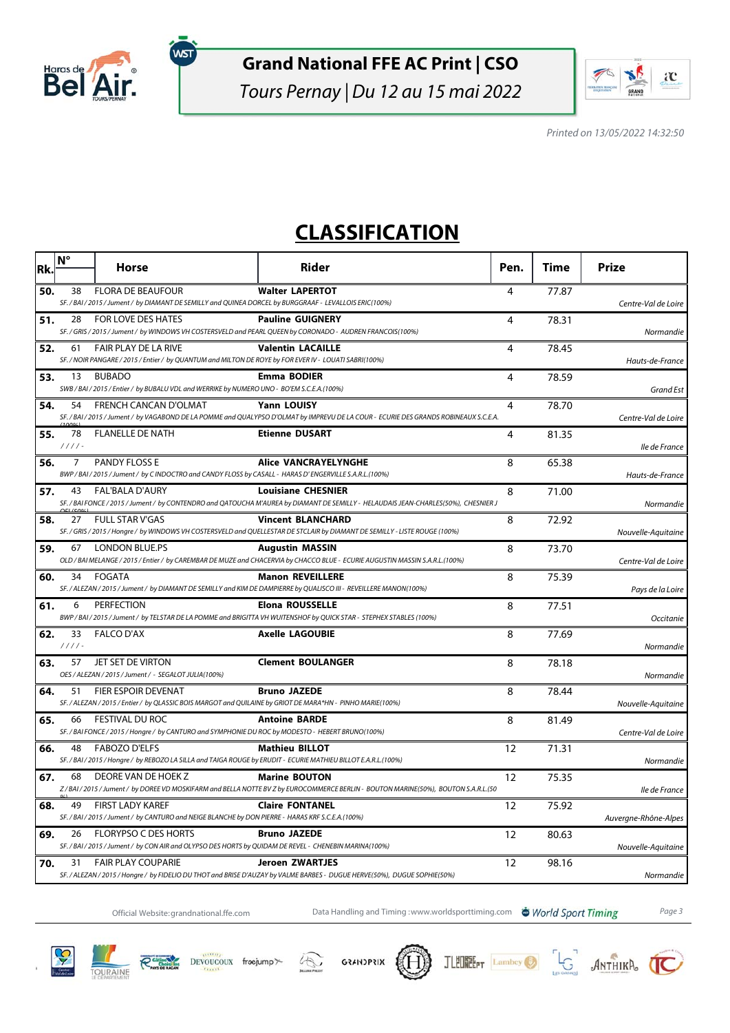# Grand National FFE AC Print | CSO

*Tours Pernay | Du 12 au 15 mai 2022*

*Printed on 13/05/2022 14:32:50*

## CLASSIFICATION

| Rk. | N° | Horse | Rider | Pen. | Time | Prize |
|---|---|---|---|---|---|---|
| 50. | 38 | FLORA DE BEAUFOUR<br>*SF. / BAI / 2015 / Jument / by DIAMANT DE SEMILLY and QUINEA DORCEL by BURGGRAAF - LEVALLOIS ERIC(100%)* | **Walter LAPERTOT** | 4 | 77.87 | *Centre-Val de Loire* |
| 51. | 28 | FOR LOVE DES HATES<br>*SF. / GRIS / 2015 / Jument / by WINDOWS VH COSTERSVELD and PEARL QUEEN by CORONADO - AUDREN FRANCOIS(100%)* | **Pauline GUIGNERY** | 4 | 78.31 | *Normandie* |
| 52. | 61 | FAIR PLAY DE LA RIVE<br>*SF. / NOIR PANGARE / 2015 / Entier / by QUANTUM and MILTON DE ROYE by FOR EVER IV - LOUATI SABRI(100%)* | **Valentin LACAILLE** | 4 | 78.45 | *Hauts-de-France* |
| 53. | 13 | BUBADO<br>*SWB / BAI / 2015 / Entier / by BUBALU VDL and WERRIKE by NUMERO UNO - BO'EM S.C.E.A.(100%)* | **Emma BODIER** | 4 | 78.59 | *Grand Est* |
| 54. | 54 | FRENCH CANCAN D'OLMAT<br>*SF. / BAI / 2015 / Jument / by VAGABOND DE LA POMME and QUALYPSO D'OLMAT by IMPREVU DE LA COUR - ECURIE DES GRANDS ROBINEAUX S.C.E.A.(100%)* | **Yann LOUISY** | 4 | 78.70 | *Centre-Val de Loire* |
| 55. | 78 | FLANELLE DE NATH<br>*/ / / / -* | **Etienne DUSART** | 4 | 81.35 | *Ile de France* |
| 56. | 7 | PANDY FLOSS E<br>*BWP / BAI / 2015 / Jument / by C INDOCTRO and CANDY FLOSS by CASALL - HARAS D' ENGERVILLE S.A.R.L.(100%)* | **Alice VANCRAYELYNGHE** | 8 | 65.38 | *Hauts-de-France* |
| 57. | 43 | FAL'BALA D'AURY<br>*SF. / BAI FONCE / 2015 / Jument / by CONTENDRO and QATOUCHA M'AUREA by DIAMANT DE SEMILLY - HELAUDAIS JEAN-CHARLES(50%), CHESNIER J OEL(50%)* | **Louisiane CHESNIER** | 8 | 71.00 | *Normandie* |
| 58. | 27 | FULL STAR V'GAS<br>*SF. / GRIS / 2015 / Hongre / by WINDOWS VH COSTERSVELD and QUELLESTAR DE STCLAIR by DIAMANT DE SEMILLY - LISTE ROUGE (100%)* | **Vincent BLANCHARD** | 8 | 72.92 | *Nouvelle-Aquitaine* |
| 59. | 67 | LONDON BLUE.PS<br>*OLD / BAI MELANGE / 2015 / Entier / by CAREMBAR DE MUZE and CHACERVIA by CHACCO BLUE - ECURIE AUGUSTIN MASSIN S.A.R.L.(100%)* | **Augustin MASSIN** | 8 | 73.70 | *Centre-Val de Loire* |
| 60. | 34 | FOGATA<br>*SF. / ALEZAN / 2015 / Jument / by DIAMANT DE SEMILLY and KIM DE DAMPIERRE by QUALISCO III - REVEILLERE MANON(100%)* | **Manon REVEILLERE** | 8 | 75.39 | *Pays de la Loire* |
| 61. | 6 | PERFECTION<br>*BWP / BAI / 2015 / Jument / by TELSTAR DE LA POMME and BRIGITTA VH WUITENSHOF by QUICK STAR - STEPHEX STABLES (100%)* | **Elona ROUSSELLE** | 8 | 77.51 | *Occitanie* |
| 62. | 33 | FALCO D'AX<br>*/ / / / -* | **Axelle LAGOUBIE** | 8 | 77.69 | *Normandie* |
| 63. | 57 | JET SET DE VIRTON<br>*OES / ALEZAN / 2015 / Jument / - SEGALOT JULIA(100%)* | **Clement BOULANGER** | 8 | 78.18 | *Normandie* |
| 64. | 51 | FIER ESPOIR DEVENAT<br>*SF. / ALEZAN / 2015 / Entier / by QLASSIC BOIS MARGOT and QUILAINE by GRIOT DE MARA*HN - PINHO MARIE(100%)* | **Bruno JAZEDE** | 8 | 78.44 | *Nouvelle-Aquitaine* |
| 65. | 66 | FESTIVAL DU ROC<br>*SF. / BAI FONCE / 2015 / Hongre / by CANTURO and SYMPHONIE DU ROC by MODESTO - HEBERT BRUNO(100%)* | **Antoine BARDE** | 8 | 81.49 | *Centre-Val de Loire* |
| 66. | 48 | FABOZO D'ELFS<br>*SF. / BAI / 2015 / Hongre / by REBOZO LA SILLA and TAIGA ROUGE by ERUDIT - ECURIE MATHIEU BILLOT E.A.R.L.(100%)* | **Mathieu BILLOT** | 12 | 71.31 | *Normandie* |
| 67. | 68 | DEORE VAN DE HOEK Z<br>*Z / BAI / 2015 / Jument / by DOREE VD MOSKIFARM and BELLA NOTTE BV Z by EUROCOMMERCE BERLIN - BOUTON MARINE(50%), BOUTON S.A.R.L.(50%)* | **Marine BOUTON** | 12 | 75.35 | *Ile de France* |
| 68. | 49 | FIRST LADY KAREF<br>*SF. / BAI / 2015 / Jument / by CANTURO and NEIGE BLANCHE by DON PIERRE - HARAS KRF S.C.E.A.(100%)* | **Claire FONTANEL** | 12 | 75.92 | *Auvergne-Rhône-Alpes* |
| 69. | 26 | FLORYPSO C DES HORTS<br>*SF. / BAI / 2015 / Jument / by CON AIR and OLYPSO DES HORTS by QUIDAM DE REVEL - CHENEBIN MARINA(100%)* | **Bruno JAZEDE** | 12 | 80.63 | *Nouvelle-Aquitaine* |
| 70. | 31 | FAIR PLAY COUPARIE<br>*SF. / ALEZAN / 2015 / Hongre / by FIDELIO DU THOT and BRISE D'AUZAY by VALME BARBES - DUGUE HERVE(50%), DUGUE SOPHIE(50%)* | **Jeroen ZWARTJES** | 12 | 98.16 | *Normandie* |

Official Website: grandnational.ffe.com    Data Handling and Timing : www.worldsporttiming.com    World Sport Timing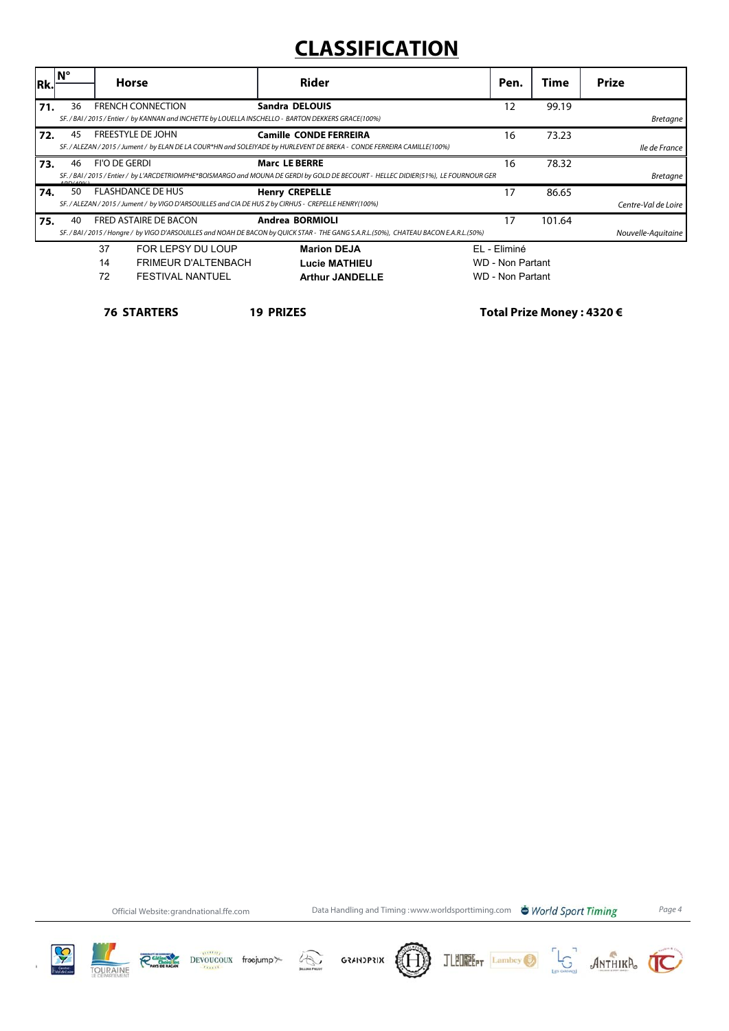# CLASSIFICATION

| Rk. | N° | Horse | Rider | Pen. | Time | Prize |
|---|---|---|---|---|---|---|
| 71. | 36 | FRENCH CONNECTION<br>*SF. / BAI / 2015 / Entier / by KANNAN and INCHETTE by LOUELLA INSCHELLO - BARTON DEKKERS GRACE(100%)* | **Sandra DELOUIS** | 12 | 99.19 | *Bretagne* |
| 72. | 45 | FREESTYLE DE JOHN<br>*SF. / ALEZAN / 2015 / Jument / by ELAN DE LA COUR\*HN and SOLEIYADE by HURLEVENT DE BREKA - CONDE FERREIRA CAMILLE(100%)* | **Camille CONDE FERREIRA** | 16 | 73.23 | *Ile de France* |
| 73. | 46 | FI'O DE GERDI<br>*SF. / BAI / 2015 / Entier / by L'ARCDETRIOMPHE\*BOISMARGO and MOUNA DE GERDI by GOLD DE BECOURT - HELLEC DIDIER(51%), LE FOURNOUR GER ARD(49%)* | **Marc LE BERRE** | 16 | 78.32 | *Bretagne* |
| 74. | 50 | FLASHDANCE DE HUS<br>*SF. / ALEZAN / 2015 / Jument / by VIGO D'ARSOUILLES and CIA DE HUS Z by CIRHUS - CREPELLE HENRY(100%)* | **Henry CREPELLE** | 17 | 86.65 | *Centre-Val de Loire* |
| 75. | 40 | FRED ASTAIRE DE BACON<br>*SF. / BAI / 2015 / Hongre / by VIGO D'ARSOUILLES and NOAH DE BACON by QUICK STAR - THE GANG S.A.R.L.(50%), CHATEAU BACON E.A.R.L.(50%)* | **Andrea BORMIOLI** | 17 | 101.64 | *Nouvelle-Aquitaine* |
| | 37 | FOR LEPSY DU LOUP | **Marion DEJA** | EL - Eliminé | | |
| | 14 | FRIMEUR D'ALTENBACH | **Lucie MATHIEU** | WD - Non Partant | | |
| | 72 | FESTIVAL NANTUEL | **Arthur JANDELLE** | WD - Non Partant | | |

**76 STARTERS** **19 PRIZES** **Total Prize Money : 4320 €**

Official Website: grandnational.ffe.com Data Handling and Timing : www.worldsporttiming.com World Sport Timing